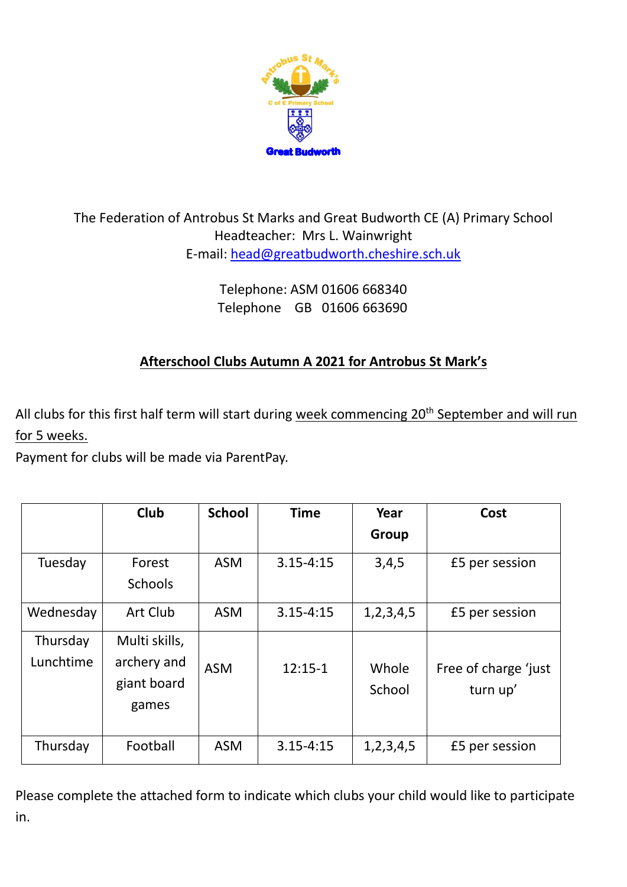The Federation of Antrobus St Marks and Great Budworth CE (A) Primary School
Headteacher: Mrs L. Wainwright
E-mail: head@greatbudworth.cheshire.sch.uk

Telephone: ASM 01606 668340
Telephone GB 01606 663690

## Afterschool Clubs Autumn A 2021 for Antrobus St Mark's

All clubs for this first half term will start during week commencing 20th September and will run for 5 weeks.
Payment for clubs will be made via ParentPay.

| | Club | School | Time | Year Group | Cost |
|---|---|---|---|---|---|
| Tuesday | Forest Schools | ASM | 3.15-4:15 | 3,4,5 | £5 per session |
| Wednesday | Art Club | ASM | 3.15-4:15 | 1,2,3,4,5 | £5 per session |
| Thursday Lunchtime | Multi skills, archery and giant board games | ASM | 12:15-1 | Whole School | Free of charge 'just turn up' |
| Thursday | Football | ASM | 3.15-4:15 | 1,2,3,4,5 | £5 per session |

Please complete the attached form to indicate which clubs your child would like to participate in.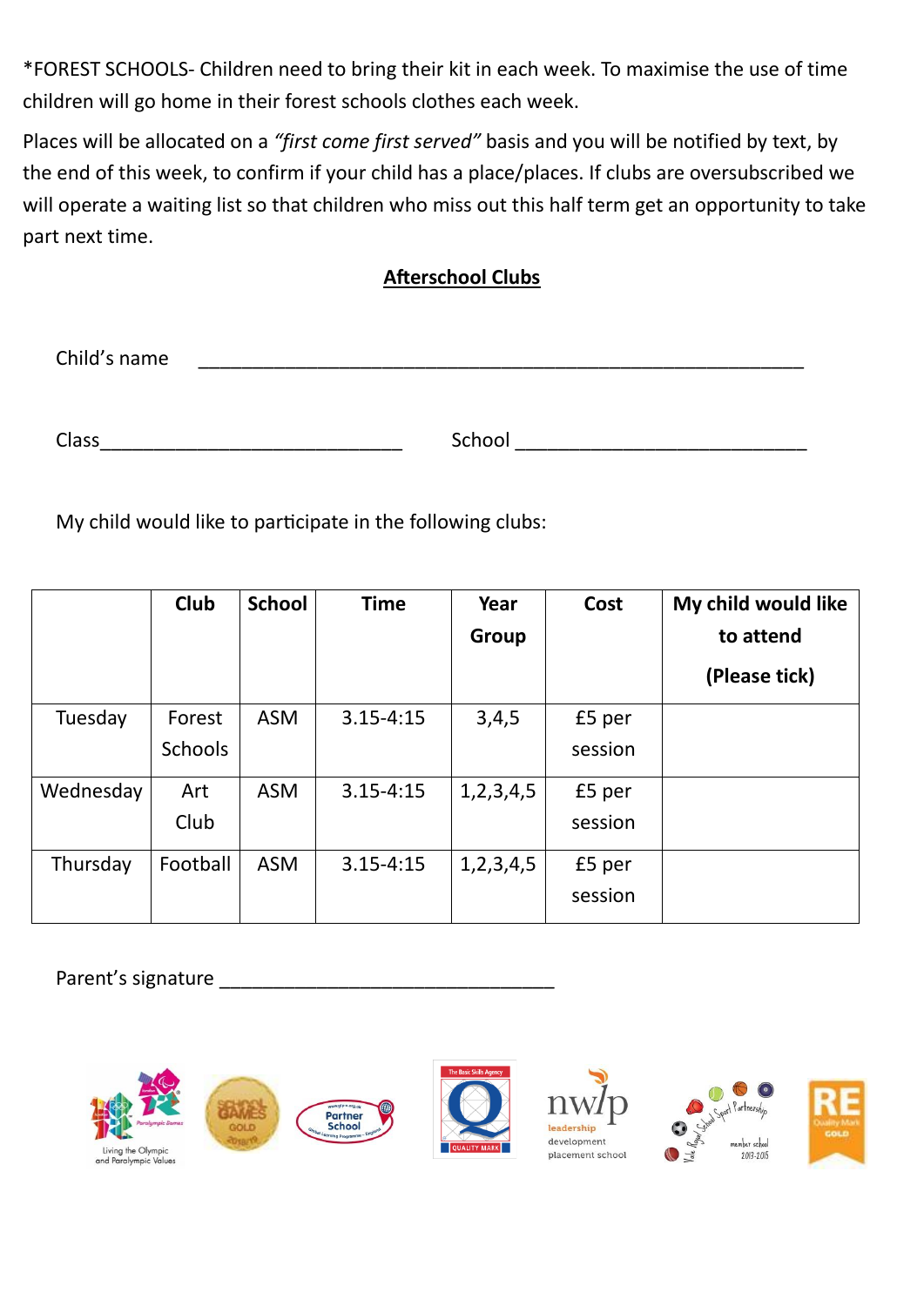*FOREST SCHOOLS- Children need to bring their kit in each week. To maximise the use of time children will go home in their forest schools clothes each week.

Places will be allocated on a *"first come first served"* basis and you will be notified by text, by the end of this week, to confirm if your child has a place/places. If clubs are oversubscribed we will operate a waiting list so that children who miss out this half term get an opportunity to take part next time.

## Afterschool Clubs

Child's name ___________________________________________________

Class____________________________ School ___________________________

My child would like to participate in the following clubs:

| | Club | School | Time | Year Group | Cost | My child would like to attend (Please tick) |
|---|---|---|---|---|---|---|
| Tuesday | Forest Schools | ASM | 3.15-4:15 | 3,4,5 | £5 per session | |
| Wednesday | Art Club | ASM | 3.15-4:15 | 1,2,3,4,5 | £5 per session | |
| Thursday | Football | ASM | 3.15-4:15 | 1,2,3,4,5 | £5 per session | |

Parent's signature ______________________________